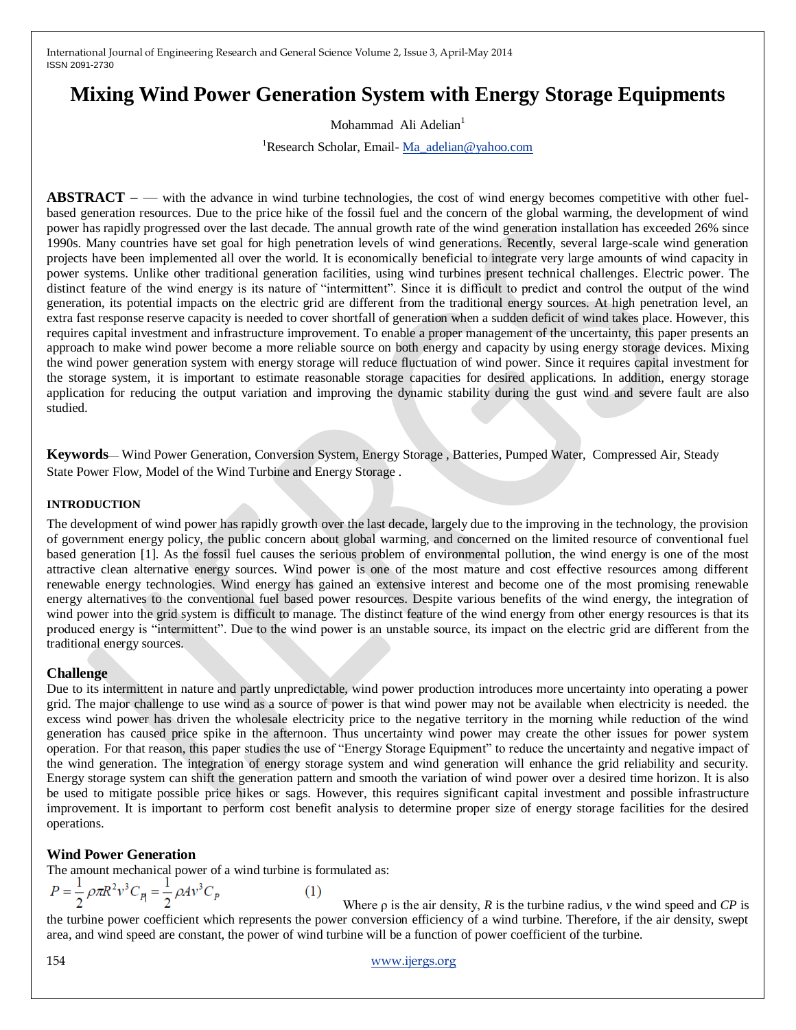# Mixing Wind Power Generation System with Energy Storage Equipments

Mohammad Ali Adelian[1]

[1]Research Scholar, Email- Ma_adelian@yahoo.com

**ABSTRACT –** — with the advance in wind turbine technologies, the cost of wind energy becomes competitive with other fuel-based generation resources. Due to the price hike of the fossil fuel and the concern of the global warming, the development of wind power has rapidly progressed over the last decade. The annual growth rate of the wind generation installation has exceeded 26% since 1990s. Many countries have set goal for high penetration levels of wind generations. Recently, several large-scale wind generation projects have been implemented all over the world. It is economically beneficial to integrate very large amounts of wind capacity in power systems. Unlike other traditional generation facilities, using wind turbines present technical challenges. Electric power. The distinct feature of the wind energy is its nature of "intermittent". Since it is difficult to predict and control the output of the wind generation, its potential impacts on the electric grid are different from the traditional energy sources. At high penetration level, an extra fast response reserve capacity is needed to cover shortfall of generation when a sudden deficit of wind takes place. However, this requires capital investment and infrastructure improvement. To enable a proper management of the uncertainty, this paper presents an approach to make wind power become a more reliable source on both energy and capacity by using energy storage devices. Mixing the wind power generation system with energy storage will reduce fluctuation of wind power. Since it requires capital investment for the storage system, it is important to estimate reasonable storage capacities for desired applications. In addition, energy storage application for reducing the output variation and improving the dynamic stability during the gust wind and severe fault are also studied.

**Keywords**— Wind Power Generation, Conversion System, Energy Storage , Batteries, Pumped Water, Compressed Air, Steady State Power Flow, Model of the Wind Turbine and Energy Storage .

#### INTRODUCTION

The development of wind power has rapidly growth over the last decade, largely due to the improving in the technology, the provision of government energy policy, the public concern about global warming, and concerned on the limited resource of conventional fuel based generation [1]. As the fossil fuel causes the serious problem of environmental pollution, the wind energy is one of the most attractive clean alternative energy sources. Wind power is one of the most mature and cost effective resources among different renewable energy technologies. Wind energy has gained an extensive interest and become one of the most promising renewable energy alternatives to the conventional fuel based power resources. Despite various benefits of the wind energy, the integration of wind power into the grid system is difficult to manage. The distinct feature of the wind energy from other energy resources is that its produced energy is "intermittent". Due to the wind power is an unstable source, its impact on the electric grid are different from the traditional energy sources.

### Challenge

Due to its intermittent in nature and partly unpredictable, wind power production introduces more uncertainty into operating a power grid. The major challenge to use wind as a source of power is that wind power may not be available when electricity is needed. the excess wind power has driven the wholesale electricity price to the negative territory in the morning while reduction of the wind generation has caused price spike in the afternoon. Thus uncertainty wind power may create the other issues for power system operation. For that reason, this paper studies the use of "Energy Storage Equipment" to reduce the uncertainty and negative impact of the wind generation. The integration of energy storage system and wind generation will enhance the grid reliability and security. Energy storage system can shift the generation pattern and smooth the variation of wind power over a desired time horizon. It is also be used to mitigate possible price hikes or sags. However, this requires significant capital investment and possible infrastructure improvement. It is important to perform cost benefit analysis to determine proper size of energy storage facilities for the desired operations.

### Wind Power Generation

The amount mechanical power of a wind turbine is formulated as:

$$P = \frac{1}{2}\rho \pi R^2 v^3 C_P = \frac{1}{2}\rho A v^3 C_P \qquad (1)$$

Where ρ is the air density, *R* is the turbine radius, *v* the wind speed and *CP* is the turbine power coefficient which represents the power conversion efficiency of a wind turbine. Therefore, if the air density, swept area, and wind speed are constant, the power of wind turbine will be a function of power coefficient of the turbine.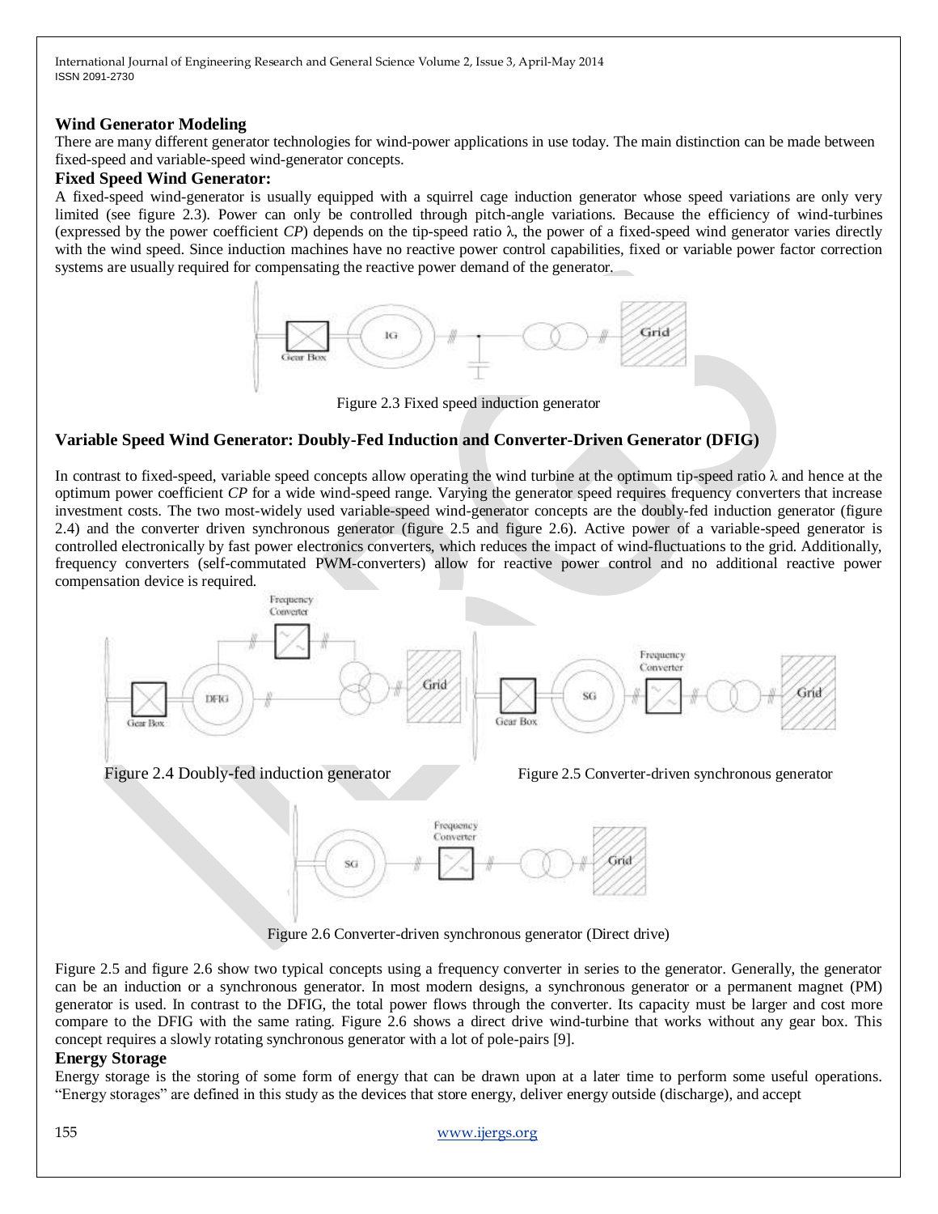## Wind Generator Modeling

There are many different generator technologies for wind-power applications in use today. The main distinction can be made between fixed-speed and variable-speed wind-generator concepts.

### Fixed Speed Wind Generator:

A fixed-speed wind-generator is usually equipped with a squirrel cage induction generator whose speed variations are only very limited (see figure 2.3). Power can only be controlled through pitch-angle variations. Because the efficiency of wind-turbines (expressed by the power coefficient *CP*) depends on the tip-speed ratio λ, the power of a fixed-speed wind generator varies directly with the wind speed. Since induction machines have no reactive power control capabilities, fixed or variable power factor correction systems are usually required for compensating the reactive power demand of the generator.

Figure 2.3 Fixed speed induction generator

### Variable Speed Wind Generator: Doubly-Fed Induction and Converter-Driven Generator (DFIG)

In contrast to fixed-speed, variable speed concepts allow operating the wind turbine at the optimum tip-speed ratio λ and hence at the optimum power coefficient *CP* for a wide wind-speed range. Varying the generator speed requires frequency converters that increase investment costs. The two most-widely used variable-speed wind-generator concepts are the doubly-fed induction generator (figure 2.4) and the converter driven synchronous generator (figure 2.5 and figure 2.6). Active power of a variable-speed generator is controlled electronically by fast power electronics converters, which reduces the impact of wind-fluctuations to the grid. Additionally, frequency converters (self-commutated PWM-converters) allow for reactive power control and no additional reactive power compensation device is required.

Figure 2.4 Doubly-fed induction generator

Figure 2.5 Converter-driven synchronous generator

Figure 2.6 Converter-driven synchronous generator (Direct drive)

Figure 2.5 and figure 2.6 show two typical concepts using a frequency converter in series to the generator. Generally, the generator can be an induction or a synchronous generator. In most modern designs, a synchronous generator or a permanent magnet (PM) generator is used. In contrast to the DFIG, the total power flows through the converter. Its capacity must be larger and cost more compare to the DFIG with the same rating. Figure 2.6 shows a direct drive wind-turbine that works without any gear box. This concept requires a slowly rotating synchronous generator with a lot of pole-pairs [9].

## Energy Storage

Energy storage is the storing of some form of energy that can be drawn upon at a later time to perform some useful operations. "Energy storages" are defined in this study as the devices that store energy, deliver energy outside (discharge), and accept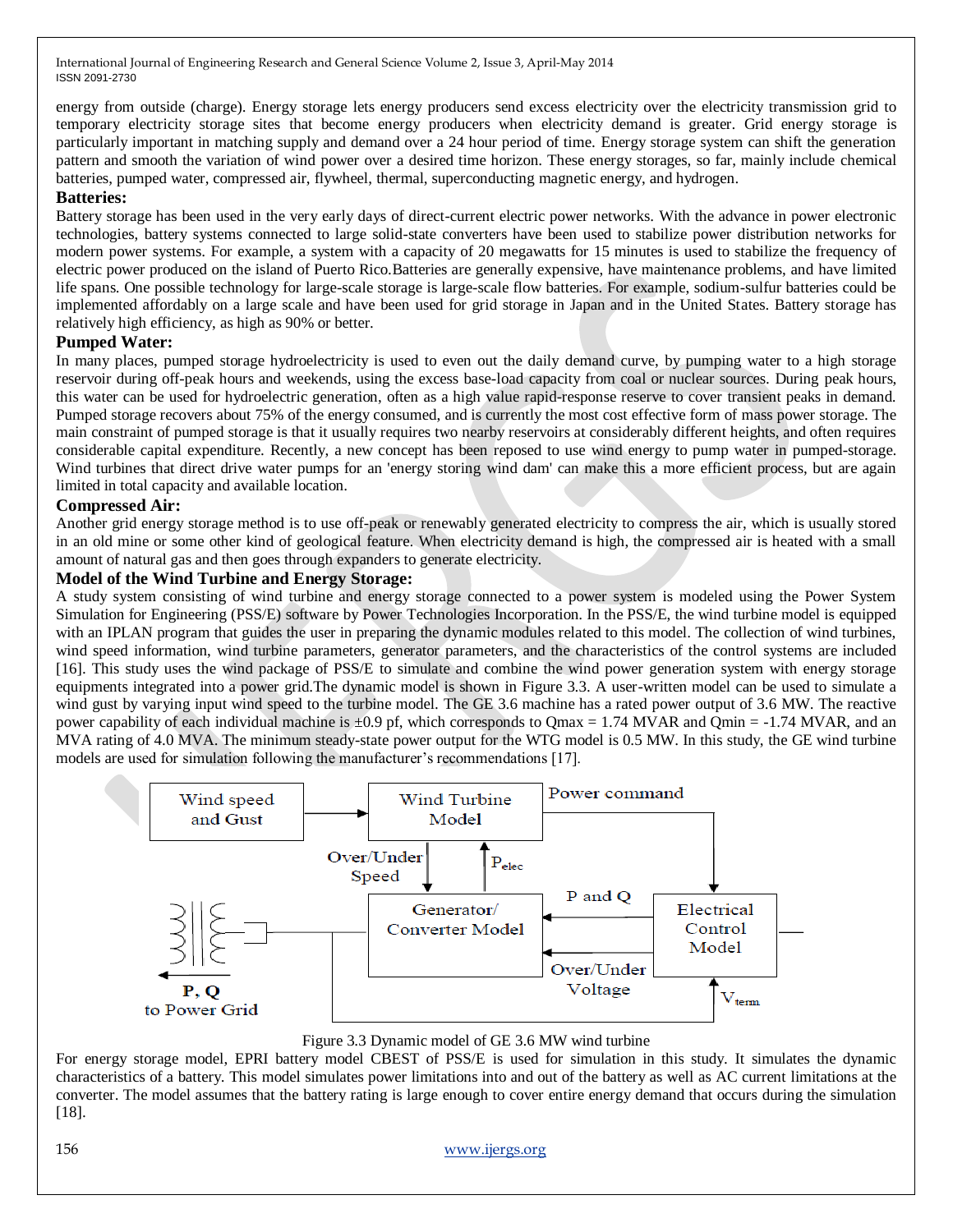energy from outside (charge). Energy storage lets energy producers send excess electricity over the electricity transmission grid to temporary electricity storage sites that become energy producers when electricity demand is greater. Grid energy storage is particularly important in matching supply and demand over a 24 hour period of time. Energy storage system can shift the generation pattern and smooth the variation of wind power over a desired time horizon. These energy storages, so far, mainly include chemical batteries, pumped water, compressed air, flywheel, thermal, superconducting magnetic energy, and hydrogen.

**Batteries:**

Battery storage has been used in the very early days of direct-current electric power networks. With the advance in power electronic technologies, battery systems connected to large solid-state converters have been used to stabilize power distribution networks for modern power systems. For example, a system with a capacity of 20 megawatts for 15 minutes is used to stabilize the frequency of electric power produced on the island of Puerto Rico.Batteries are generally expensive, have maintenance problems, and have limited life spans. One possible technology for large-scale storage is large-scale flow batteries. For example, sodium-sulfur batteries could be implemented affordably on a large scale and have been used for grid storage in Japan and in the United States. Battery storage has relatively high efficiency, as high as 90% or better.

**Pumped Water:**

In many places, pumped storage hydroelectricity is used to even out the daily demand curve, by pumping water to a high storage reservoir during off-peak hours and weekends, using the excess base-load capacity from coal or nuclear sources. During peak hours, this water can be used for hydroelectric generation, often as a high value rapid-response reserve to cover transient peaks in demand. Pumped storage recovers about 75% of the energy consumed, and is currently the most cost effective form of mass power storage. The main constraint of pumped storage is that it usually requires two nearby reservoirs at considerably different heights, and often requires considerable capital expenditure. Recently, a new concept has been reposed to use wind energy to pump water in pumped-storage. Wind turbines that direct drive water pumps for an 'energy storing wind dam' can make this a more efficient process, but are again limited in total capacity and available location.

**Compressed Air:**

Another grid energy storage method is to use off-peak or renewably generated electricity to compress the air, which is usually stored in an old mine or some other kind of geological feature. When electricity demand is high, the compressed air is heated with a small amount of natural gas and then goes through expanders to generate electricity.

**Model of the Wind Turbine and Energy Storage:**

A study system consisting of wind turbine and energy storage connected to a power system is modeled using the Power System Simulation for Engineering (PSS/E) software by Power Technologies Incorporation. In the PSS/E, the wind turbine model is equipped with an IPLAN program that guides the user in preparing the dynamic modules related to this model. The collection of wind turbines, wind speed information, wind turbine parameters, generator parameters, and the characteristics of the control systems are included [16]. This study uses the wind package of PSS/E to simulate and combine the wind power generation system with energy storage equipments integrated into a power grid.The dynamic model is shown in Figure 3.3. A user-written model can be used to simulate a wind gust by varying input wind speed to the turbine model. The GE 3.6 machine has a rated power output of 3.6 MW. The reactive power capability of each individual machine is ±0.9 pf, which corresponds to Qmax = 1.74 MVAR and Qmin = -1.74 MVAR, and an MVA rating of 4.0 MVA. The minimum steady-state power output for the WTG model is 0.5 MW. In this study, the GE wind turbine models are used for simulation following the manufacturer's recommendations [17].

Wind speed and Gust → Wind Turbine Model; Wind Turbine Model → Power command → Electrical Control Model; Wind Turbine Model ↔ Generator/Converter Model (Over/Under Speed, $P_{elec}$); Electrical Control Model → Generator/Converter Model (P and Q, Over/Under Voltage); $V_{term}$; P, Q to Power Grid

Figure 3.3 Dynamic model of GE 3.6 MW wind turbine

For energy storage model, EPRI battery model CBEST of PSS/E is used for simulation in this study. It simulates the dynamic characteristics of a battery. This model simulates power limitations into and out of the battery as well as AC current limitations at the converter. The model assumes that the battery rating is large enough to cover entire energy demand that occurs during the simulation [18].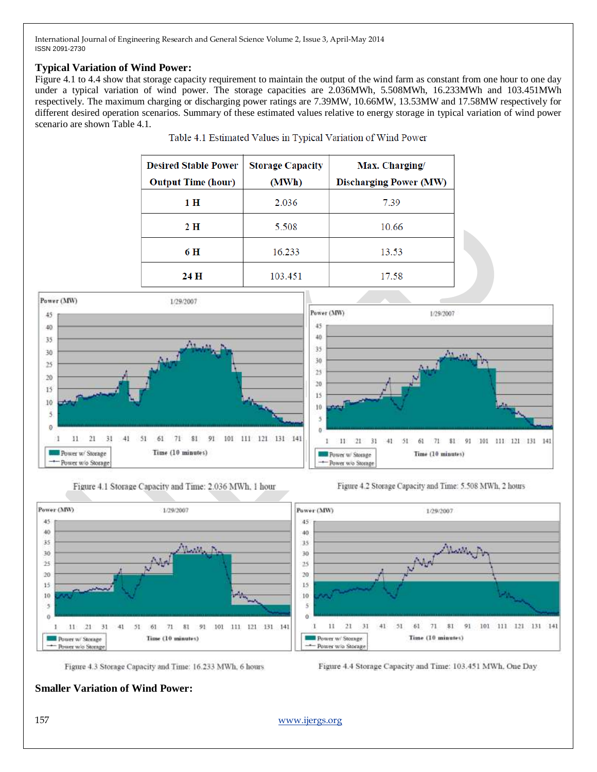## Typical Variation of Wind Power:

Figure 4.1 to 4.4 show that storage capacity requirement to maintain the output of the wind farm as constant from one hour to one day under a typical variation of wind power. The storage capacities are 2.036MWh, 5.508MWh, 16.233MWh and 103.451MWh respectively. The maximum charging or discharging power ratings are 7.39MW, 10.66MW, 13.53MW and 17.58MW respectively for different desired operation scenarios. Summary of these estimated values relative to energy storage in typical variation of wind power scenario are shown Table 4.1.

Table 4.1 Estimated Values in Typical Variation of Wind Power

| Desired Stable Power Output Time (hour) | Storage Capacity (MWh) | Max. Charging/ Discharging Power (MW) |
|---|---|---|
| **1 H** | 2.036 | 7.39 |
| **2 H** | 5.508 | 10.66 |
| **6 H** | 16.233 | 13.53 |
| **24 H** | 103.451 | 17.58 |

Figure 4.1 Storage Capacity and Time: 2.036 MWh, 1 hour

Figure 4.2 Storage Capacity and Time: 5.508 MWh, 2 hours

Figure 4.3 Storage Capacity and Time: 16.233 MWh, 6 hours

Figure 4.4 Storage Capacity and Time: 103.451 MWh, One Day

## Smaller Variation of Wind Power: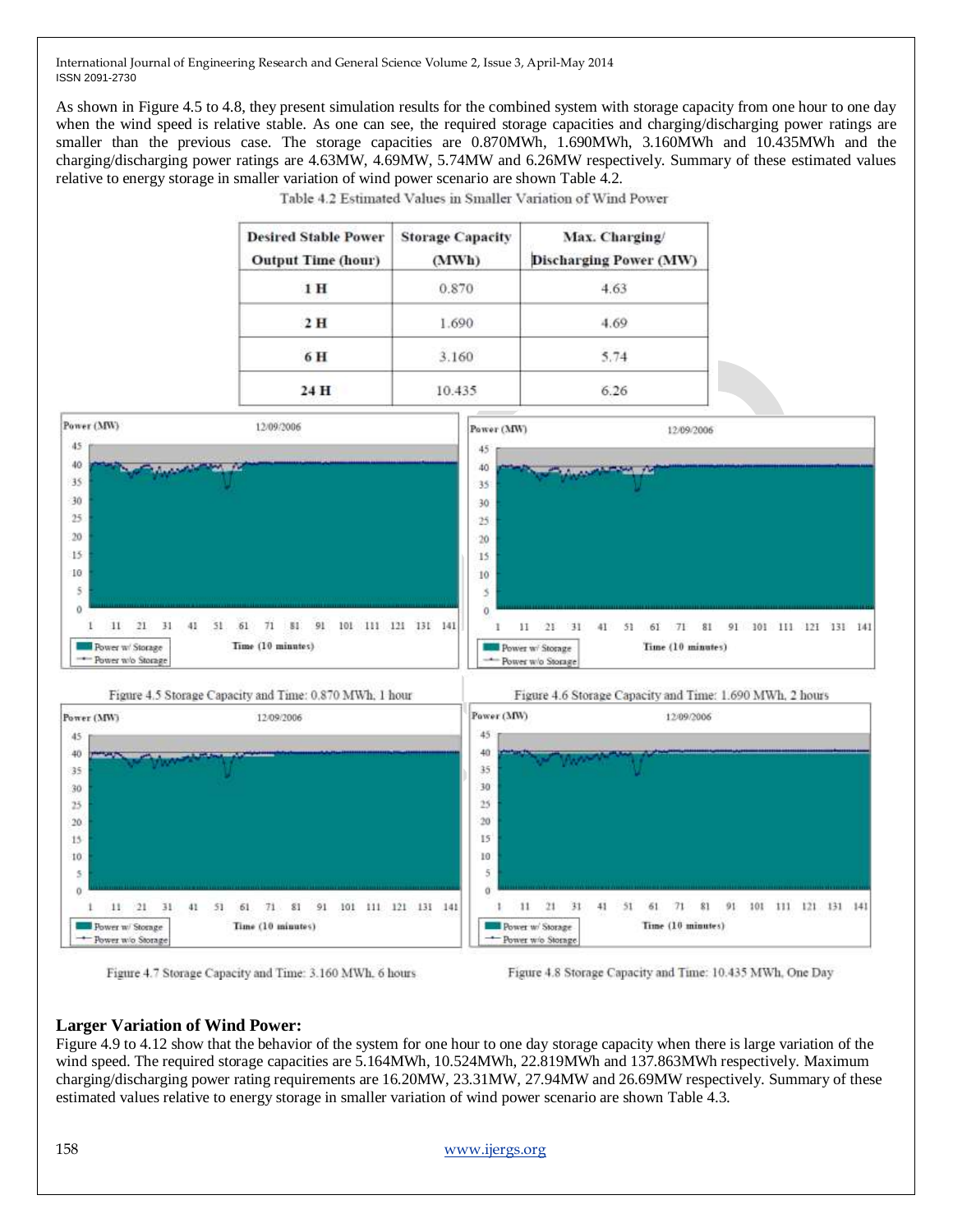As shown in Figure 4.5 to 4.8, they present simulation results for the combined system with storage capacity from one hour to one day when the wind speed is relative stable. As one can see, the required storage capacities and charging/discharging power ratings are smaller than the previous case. The storage capacities are 0.870MWh, 1.690MWh, 3.160MWh and 10.435MWh and the charging/discharging power ratings are 4.63MW, 4.69MW, 5.74MW and 6.26MW respectively. Summary of these estimated values relative to energy storage in smaller variation of wind power scenario are shown Table 4.2.

Table 4.2 Estimated Values in Smaller Variation of Wind Power

| Desired Stable Power Output Time (hour) | Storage Capacity (MWh) | Max. Charging/ Discharging Power (MW) |
|---|---|---|
| 1 H | 0.870 | 4.63 |
| 2 H | 1.690 | 4.69 |
| 6 H | 3.160 | 5.74 |
| 24 H | 10.435 | 6.26 |

Figure 4.5 Storage Capacity and Time: 0.870 MWh, 1 hour

Figure 4.6 Storage Capacity and Time: 1.690 MWh, 2 hours

Figure 4.7 Storage Capacity and Time: 3.160 MWh, 6 hours

Figure 4.8 Storage Capacity and Time: 10.435 MWh, One Day

**Larger Variation of Wind Power:**

Figure 4.9 to 4.12 show that the behavior of the system for one hour to one day storage capacity when there is large variation of the wind speed. The required storage capacities are 5.164MWh, 10.524MWh, 22.819MWh and 137.863MWh respectively. Maximum charging/discharging power rating requirements are 16.20MW, 23.31MW, 27.94MW and 26.69MW respectively. Summary of these estimated values relative to energy storage in smaller variation of wind power scenario are shown Table 4.3.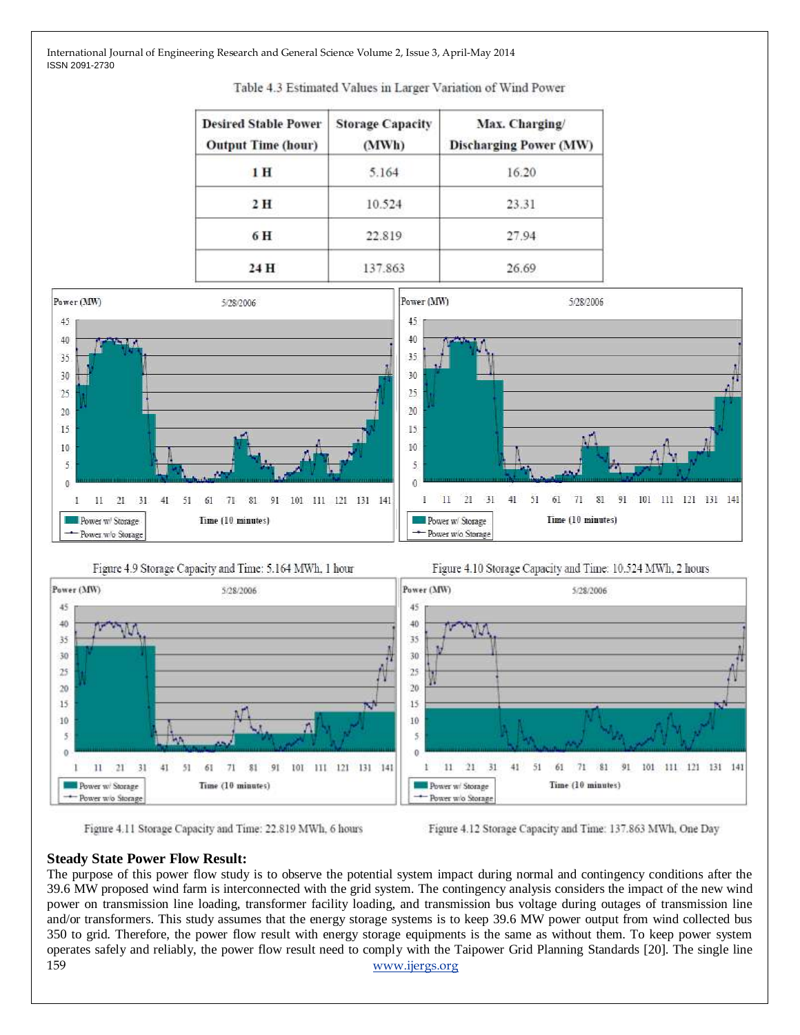Table 4.3 Estimated Values in Larger Variation of Wind Power

| Desired Stable Power Output Time (hour) | Storage Capacity (MWh) | Max. Charging/ Discharging Power (MW) |
|---|---|---|
| 1 H | 5.164 | 16.20 |
| 2 H | 10.524 | 23.31 |
| 6 H | 22.819 | 27.94 |
| 24 H | 137.863 | 26.69 |

Figure 4.9 Storage Capacity and Time: 5.164 MWh, 1 hour

Figure 4.10 Storage Capacity and Time: 10.524 MWh, 2 hours

Figure 4.11 Storage Capacity and Time: 22.819 MWh, 6 hours

Figure 4.12 Storage Capacity and Time: 137.863 MWh, One Day

## Steady State Power Flow Result:

The purpose of this power flow study is to observe the potential system impact during normal and contingency conditions after the 39.6 MW proposed wind farm is interconnected with the grid system. The contingency analysis considers the impact of the new wind power on transmission line loading, transformer facility loading, and transmission bus voltage during outages of transmission line and/or transformers. This study assumes that the energy storage systems is to keep 39.6 MW power output from wind collected bus 350 to grid. Therefore, the power flow result with energy storage equipments is the same as without them. To keep power system operates safely and reliably, the power flow result need to comply with the Taipower Grid Planning Standards [20]. The single line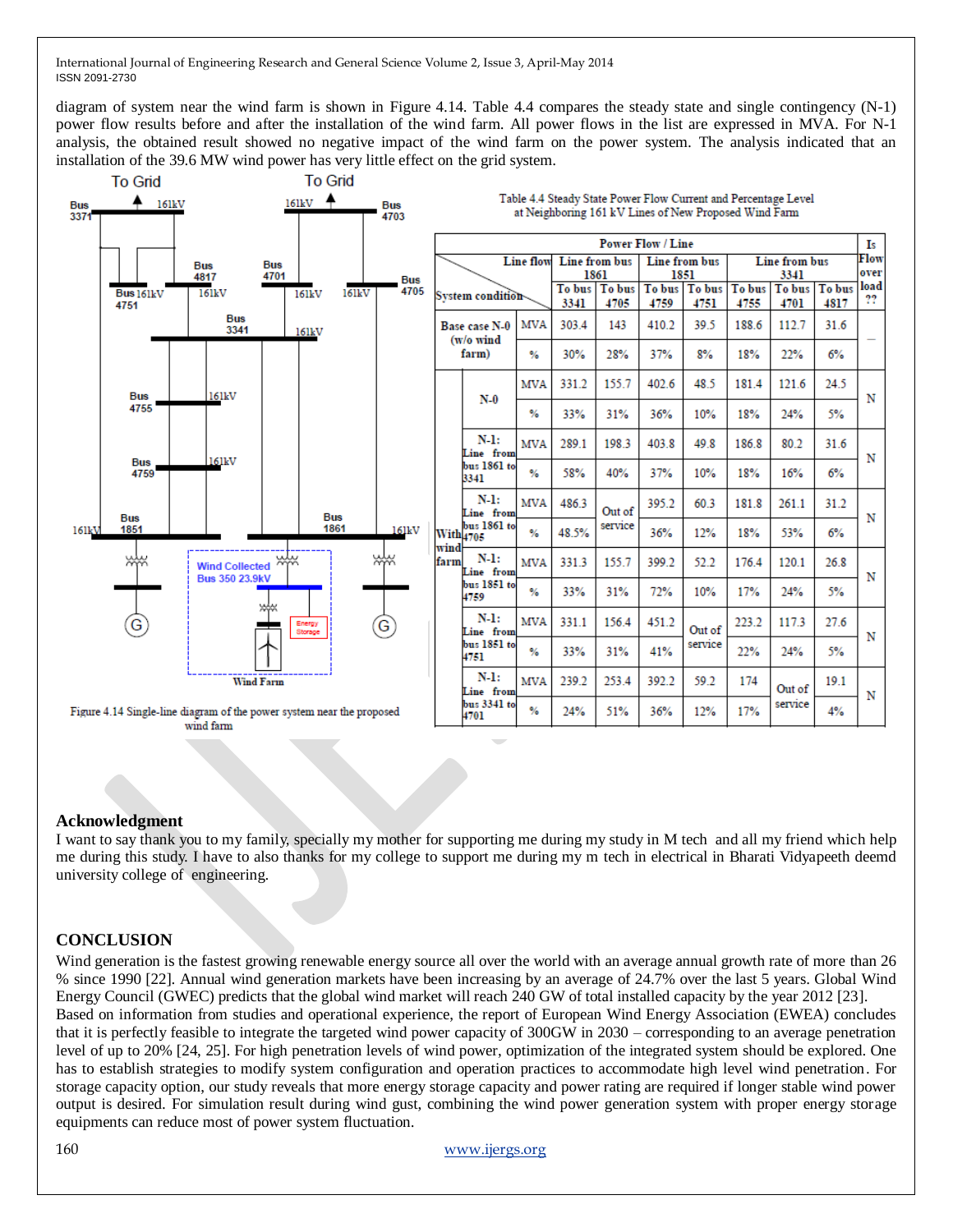diagram of system near the wind farm is shown in Figure 4.14. Table 4.4 compares the steady state and single contingency (N-1) power flow results before and after the installation of the wind farm. All power flows in the list are expressed in MVA. For N-1 analysis, the obtained result showed no negative impact of the wind farm on the power system. The analysis indicated that an installation of the 39.6 MW wind power has very little effect on the grid system.

Figure 4.14 Single-line diagram of the power system near the proposed wind farm

Table 4.4 Steady State Power Flow Current and Percentage Level at Neighboring 161 kV Lines of New Proposed Wind Farm

| System condition | | | Line from bus 1861 | | Line from bus 1851 | | Line from bus 3341 | | | Is Flow over load ?? |
|---|---|---|---|---|---|---|---|---|---|---|
| | | | To bus 3341 | To bus 4705 | To bus 4759 | To bus 4751 | To bus 4755 | To bus 4701 | To bus 4817 | |
| Base case N-0 (w/o wind farm) | | MVA | 303.4 | 143 | 410.2 | 39.5 | 188.6 | 112.7 | 31.6 | — |
| | | % | 30% | 28% | 37% | 8% | 18% | 22% | 6% | |
| With wind farm | N-0 | MVA | 331.2 | 155.7 | 402.6 | 48.5 | 181.4 | 121.6 | 24.5 | N |
| | | % | 33% | 31% | 36% | 10% | 18% | 24% | 5% | |
| | N-1: Line from bus 1861 to 3341 | MVA | 289.1 | 198.3 | 403.8 | 49.8 | 186.8 | 80.2 | 31.6 | N |
| | | % | 58% | 40% | 37% | 10% | 18% | 16% | 6% | |
| | N-1: Line from bus 1861 to 4705 | MVA | 486.3 | Out of service | 395.2 | 60.3 | 181.8 | 261.1 | 31.2 | N |
| | | % | 48.5% | | 36% | 12% | 18% | 53% | 6% | |
| | N-1: Line from bus 1851 to 4759 | MVA | 331.3 | 155.7 | 399.2 | 52.2 | 176.4 | 120.1 | 26.8 | N |
| | | % | 33% | 31% | 72% | 10% | 17% | 24% | 5% | |
| | N-1: Line from bus 1851 to 4751 | MVA | 331.1 | 156.4 | 451.2 | Out of service | 223.2 | 117.3 | 27.6 | N |
| | | % | 33% | 31% | 41% | | 22% | 24% | 5% | |
| | N-1: Line from bus 3341 to 4701 | MVA | 239.2 | 253.4 | 392.2 | 59.2 | 174 | Out of service | 19.1 | N |
| | | % | 24% | 51% | 36% | 12% | 17% | | 4% | |

## Acknowledgment

I want to say thank you to my family, specially my mother for supporting me during my study in M tech and all my friend which help me during this study. I have to also thanks for my college to support me during my m tech in electrical in Bharati Vidyapeeth deemd university college of engineering.

## CONCLUSION

Wind generation is the fastest growing renewable energy source all over the world with an average annual growth rate of more than 26 % since 1990 [22]. Annual wind generation markets have been increasing by an average of 24.7% over the last 5 years. Global Wind Energy Council (GWEC) predicts that the global wind market will reach 240 GW of total installed capacity by the year 2012 [23]. Based on information from studies and operational experience, the report of European Wind Energy Association (EWEA) concludes that it is perfectly feasible to integrate the targeted wind power capacity of 300GW in 2030 – corresponding to an average penetration level of up to 20% [24, 25]. For high penetration levels of wind power, optimization of the integrated system should be explored. One has to establish strategies to modify system configuration and operation practices to accommodate high level wind penetration. For storage capacity option, our study reveals that more energy storage capacity and power rating are required if longer stable wind power output is desired. For simulation result during wind gust, combining the wind power generation system with proper energy storage equipments can reduce most of power system fluctuation.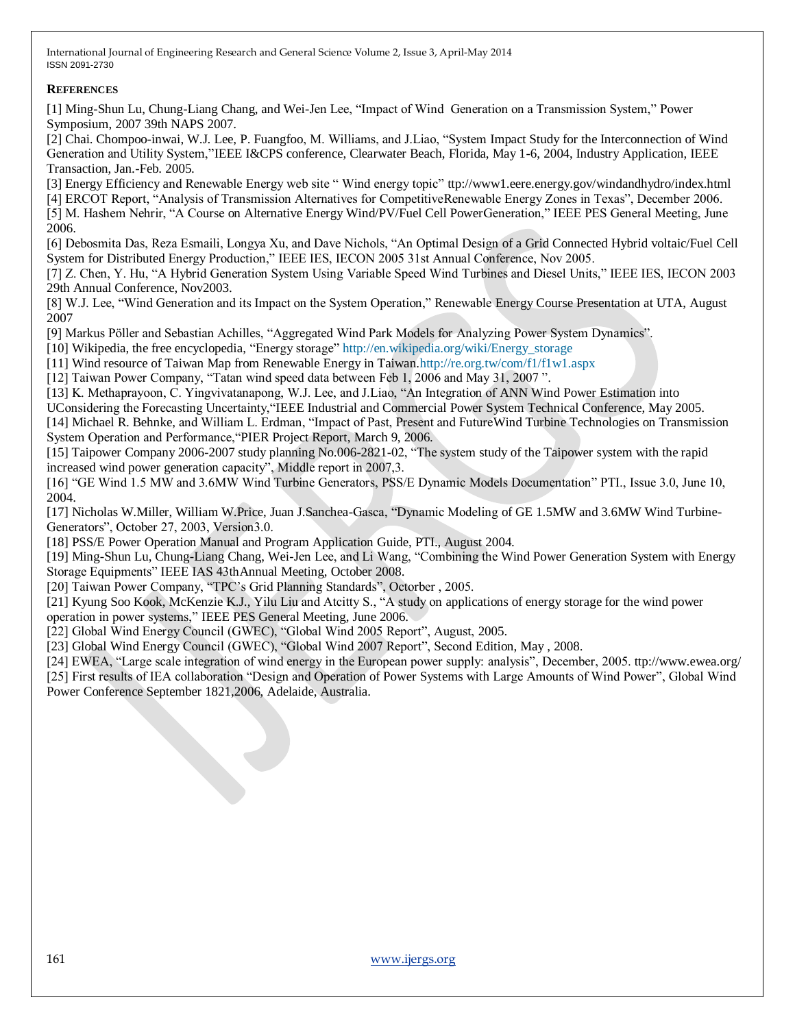**REFERENCES**

[1] Ming-Shun Lu, Chung-Liang Chang, and Wei-Jen Lee, "Impact of Wind Generation on a Transmission System," Power Symposium, 2007 39th NAPS 2007.

[2] Chai. Chompoo-inwai, W.J. Lee, P. Fuangfoo, M. Williams, and J.Liao, "System Impact Study for the Interconnection of Wind Generation and Utility System,"IEEE I&CPS conference, Clearwater Beach, Florida, May 1-6, 2004, Industry Application, IEEE Transaction, Jan.-Feb. 2005.

[3] Energy Efficiency and Renewable Energy web site " Wind energy topic" ttp://www1.eere.energy.gov/windandhydro/index.html

[4] ERCOT Report, "Analysis of Transmission Alternatives for CompetitiveRenewable Energy Zones in Texas", December 2006.

[5] M. Hashem Nehrir, "A Course on Alternative Energy Wind/PV/Fuel Cell PowerGeneration," IEEE PES General Meeting, June 2006.

[6] Debosmita Das, Reza Esmaili, Longya Xu, and Dave Nichols, "An Optimal Design of a Grid Connected Hybrid voltaic/Fuel Cell System for Distributed Energy Production," IEEE IES, IECON 2005 31st Annual Conference, Nov 2005.

[7] Z. Chen, Y. Hu, "A Hybrid Generation System Using Variable Speed Wind Turbines and Diesel Units," IEEE IES, IECON 2003 29th Annual Conference, Nov2003.

[8] W.J. Lee, "Wind Generation and its Impact on the System Operation," Renewable Energy Course Presentation at UTA, August 2007

[9] Markus Pöller and Sebastian Achilles, "Aggregated Wind Park Models for Analyzing Power System Dynamics".

[10] Wikipedia, the free encyclopedia, "Energy storage" http://en.wikipedia.org/wiki/Energy_storage

[11] Wind resource of Taiwan Map from Renewable Energy in Taiwan.http://re.org.tw/com/f1/f1w1.aspx

[12] Taiwan Power Company, "Tatan wind speed data between Feb 1, 2006 and May 31, 2007 ".

[13] K. Methaprayoon, C. Yingvivatanapong, W.J. Lee, and J.Liao, "An Integration of ANN Wind Power Estimation into UConsidering the Forecasting Uncertainty,"IEEE Industrial and Commercial Power System Technical Conference, May 2005.

[14] Michael R. Behnke, and William L. Erdman, "Impact of Past, Present and FutureWind Turbine Technologies on Transmission System Operation and Performance,"PIER Project Report, March 9, 2006.

[15] Taipower Company 2006-2007 study planning No.006-2821-02, "The system study of the Taipower system with the rapid increased wind power generation capacity", Middle report in 2007,3.

[16] "GE Wind 1.5 MW and 3.6MW Wind Turbine Generators, PSS/E Dynamic Models Documentation" PTI., Issue 3.0, June 10, 2004.

[17] Nicholas W.Miller, William W.Price, Juan J.Sanchea-Gasca, "Dynamic Modeling of GE 1.5MW and 3.6MW Wind Turbine-Generators", October 27, 2003, Version3.0.

[18] PSS/E Power Operation Manual and Program Application Guide, PTI., August 2004.

[19] Ming-Shun Lu, Chung-Liang Chang, Wei-Jen Lee, and Li Wang, "Combining the Wind Power Generation System with Energy Storage Equipments" IEEE IAS 43thAnnual Meeting, October 2008.

[20] Taiwan Power Company, "TPC's Grid Planning Standards", Octorber , 2005.

[21] Kyung Soo Kook, McKenzie K.J., Yilu Liu and Atcitty S., "A study on applications of energy storage for the wind power operation in power systems," IEEE PES General Meeting, June 2006.

[22] Global Wind Energy Council (GWEC), "Global Wind 2005 Report", August, 2005.

[23] Global Wind Energy Council (GWEC), "Global Wind 2007 Report", Second Edition, May , 2008.

[24] EWEA, "Large scale integration of wind energy in the European power supply: analysis", December, 2005. ttp://www.ewea.org/

[25] First results of IEA collaboration "Design and Operation of Power Systems with Large Amounts of Wind Power", Global Wind Power Conference September 1821,2006, Adelaide, Australia.